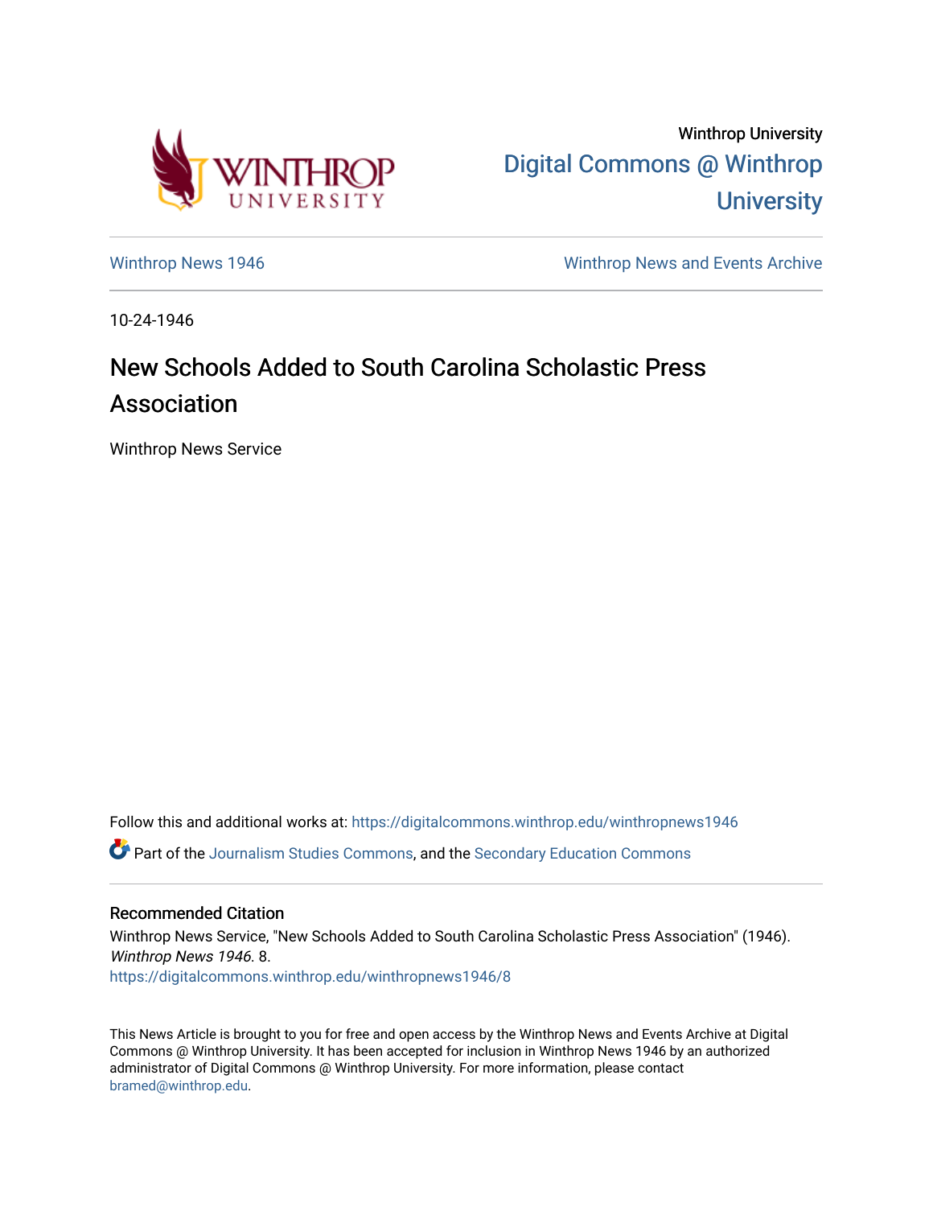Winthrop University

Digital Commons @ Winthrop University

Winthrop News 1946

Winthrop News and Events Archive

10-24-1946

# New Schools Added to South Carolina Scholastic Press Association

Winthrop News Service

Follow this and additional works at: https://digitalcommons.winthrop.edu/winthropnews1946

Part of the Journalism Studies Commons, and the Secondary Education Commons

## Recommended Citation

Winthrop News Service, "New Schools Added to South Carolina Scholastic Press Association" (1946). *Winthrop News 1946*. 8.
https://digitalcommons.winthrop.edu/winthropnews1946/8

This News Article is brought to you for free and open access by the Winthrop News and Events Archive at Digital Commons @ Winthrop University. It has been accepted for inclusion in Winthrop News 1946 by an authorized administrator of Digital Commons @ Winthrop University. For more information, please contact bramed@winthrop.edu.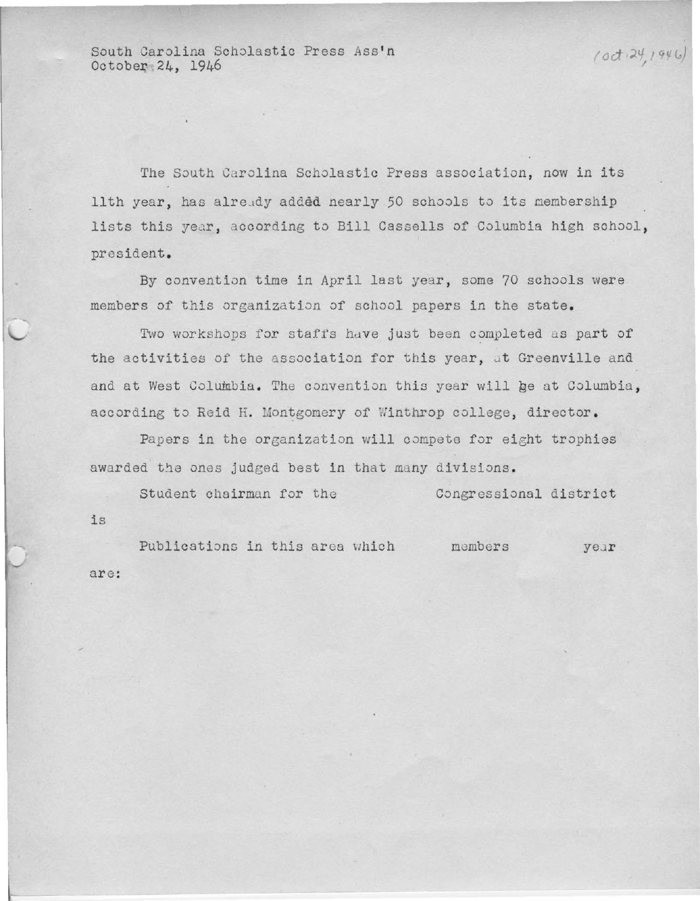South Carolina Scholastic Press Ass'n
October 24, 1946

(Oct 24, 1946)

The South Carolina Scholastic Press association, now in its 11th year, has already added nearly 50 schools to its membership lists this year, according to Bill Cassells of Columbia high school, president.

By convention time in April last year, some 70 schools were members of this organization of school papers in the state.

Two workshops for staffs have just been completed as part of the activities of the association for this year, at Greenville and and at West Columbia. The convention this year will be at Columbia, according to Reid H. Montgomery of Winthrop college, director.

Papers in the organization will compete for eight trophies awarded the ones judged best in that many divisions.

Student chairman for the Congressional district is

Publications in this area which members year are: